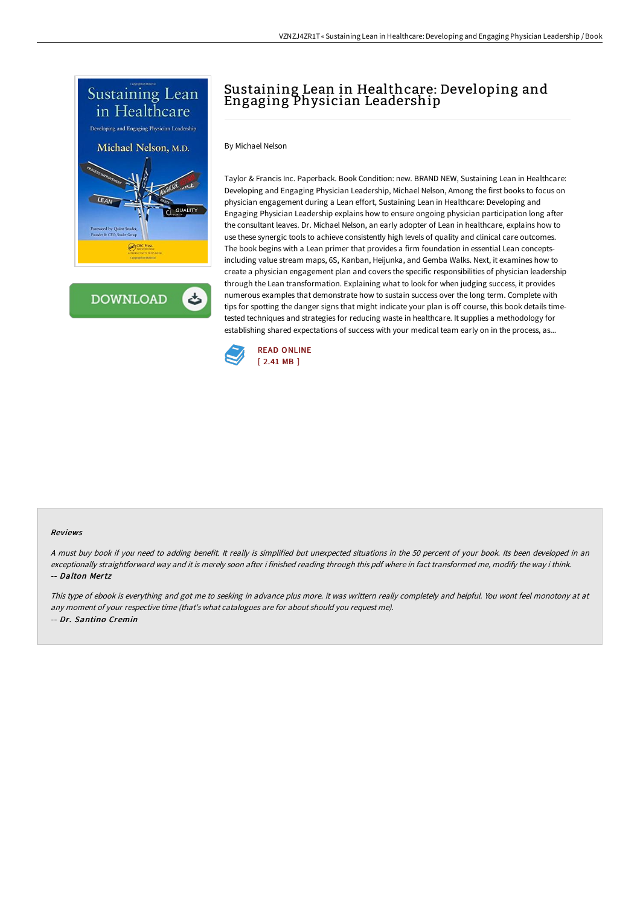# Sustaining Lean in Healthcare: Developing and Engaging Physician Leadership

By Michael Nelson

Taylor & Francis Inc. Paperback. Book Condition: new. BRAND NEW, Sustaining Lean in Healthcare: Developing and Engaging Physician Leadership, Michael Nelson, Among the first books to focus on physician engagement during a Lean effort, Sustaining Lean in Healthcare: Developing and Engaging Physician Leadership explains how to ensure ongoing physician participation long after the consultant leaves. Dr. Michael Nelson, an early adopter of Lean in healthcare, explains how to use these synergic tools to achieve consistently high levels of quality and clinical care outcomes. The book begins with a Lean primer that provides a firm foundation in essential Lean concepts-including value stream maps, 6S, Kanban, Heijunka, and Gemba Walks. Next, it examines how to create a physician engagement plan and covers the specific responsibilities of physician leadership through the Lean transformation. Explaining what to look for when judging success, it provides numerous examples that demonstrate how to sustain success over the long term. Complete with tips for spotting the danger signs that might indicate your plan is off course, this book details time-tested techniques and strategies for reducing waste in healthcare. It supplies a methodology for establishing shared expectations of success with your medical team early on in the process, as...

READ ONLINE
[ 2.41 MB ]

### Reviews

*A must buy book if you need to adding benefit. It really is simplified but unexpected situations in the 50 percent of your book. Its been developed in an exceptionally straightforward way and it is merely soon after i finished reading through this pdf where in fact transformed me, modify the way i think.*
*-- Dalton Mertz*

*This type of ebook is everything and got me to seeking in advance plus more. it was writtern really completely and helpful. You wont feel monotony at at any moment of your respective time (that's what catalogues are for about should you request me).*
*-- Dr. Santino Cremin*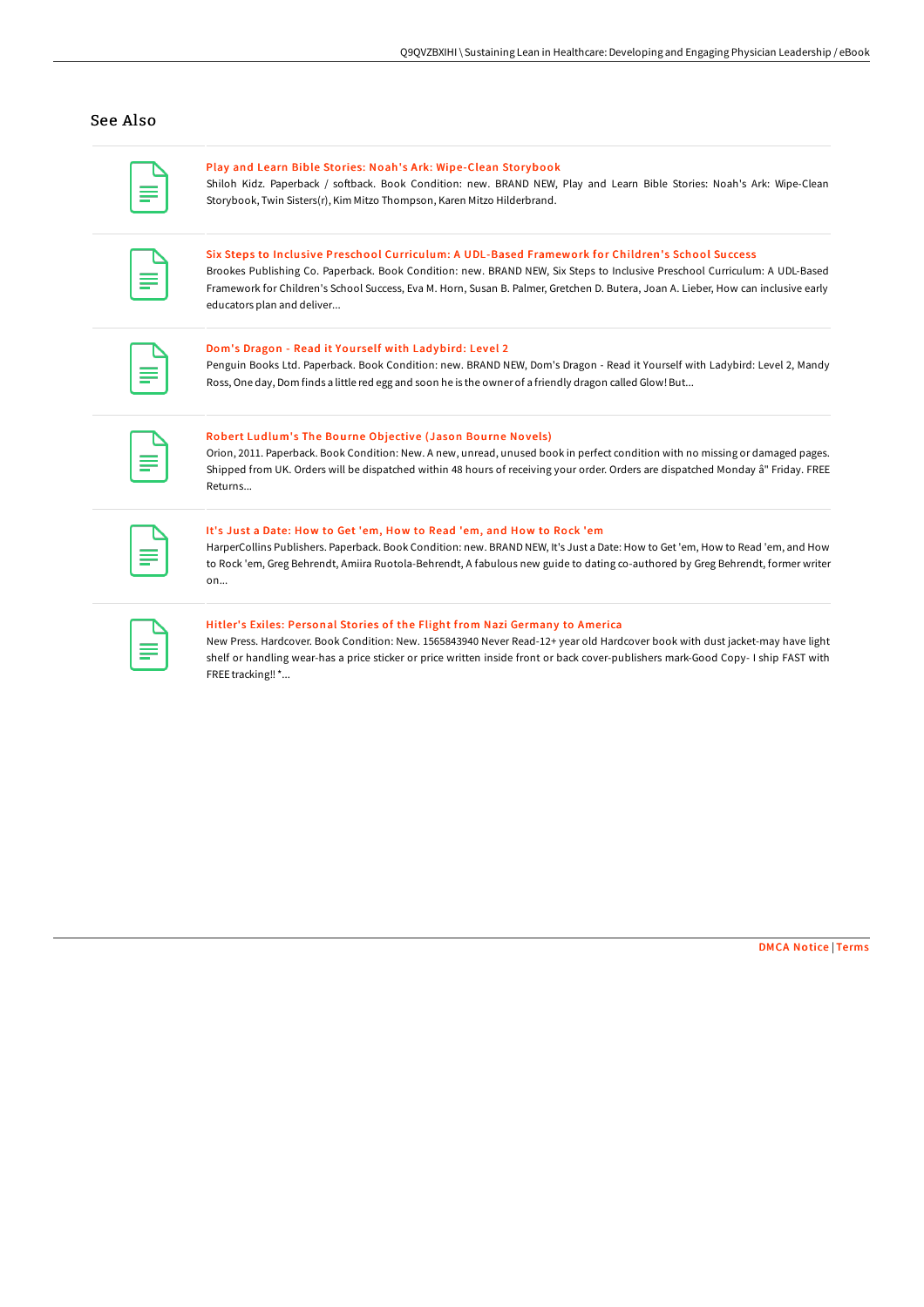## See Also

### Play and Learn Bible Stories: Noah's Ark: Wipe-Clean Storybook

Shiloh Kidz. Paperback / softback. Book Condition: new. BRAND NEW, Play and Learn Bible Stories: Noah's Ark: Wipe-Clean Storybook, Twin Sisters(r), Kim Mitzo Thompson, Karen Mitzo Hilderbrand.

### Six Steps to Inclusive Preschool Curriculum: A UDL-Based Framework for Children's School Success

Brookes Publishing Co. Paperback. Book Condition: new. BRAND NEW, Six Steps to Inclusive Preschool Curriculum: A UDL-Based Framework for Children's School Success, Eva M. Horn, Susan B. Palmer, Gretchen D. Butera, Joan A. Lieber, How can inclusive early educators plan and deliver...

### Dom's Dragon - Read it Yourself with Ladybird: Level 2

Penguin Books Ltd. Paperback. Book Condition: new. BRAND NEW, Dom's Dragon - Read it Yourself with Ladybird: Level 2, Mandy Ross, One day, Dom finds a little red egg and soon he is the owner of a friendly dragon called Glow! But...

### Robert Ludlum's The Bourne Objective (Jason Bourne Novels)

Orion, 2011. Paperback. Book Condition: New. A new, unread, unused book in perfect condition with no missing or damaged pages. Shipped from UK. Orders will be dispatched within 48 hours of receiving your order. Orders are dispatched Monday â" Friday. FREE Returns...

### It's Just a Date: How to Get 'em, How to Read 'em, and How to Rock 'em

HarperCollins Publishers. Paperback. Book Condition: new. BRAND NEW, It's Just a Date: How to Get 'em, How to Read 'em, and How to Rock 'em, Greg Behrendt, Amiira Ruotola-Behrendt, A fabulous new guide to dating co-authored by Greg Behrendt, former writer on...

### Hitler's Exiles: Personal Stories of the Flight from Nazi Germany to America

New Press. Hardcover. Book Condition: New. 1565843940 Never Read-12+ year old Hardcover book with dust jacket-may have light shelf or handling wear-has a price sticker or price written inside front or back cover-publishers mark-Good Copy- I ship FAST with FREE tracking!! *...

DMCA Notice | Terms